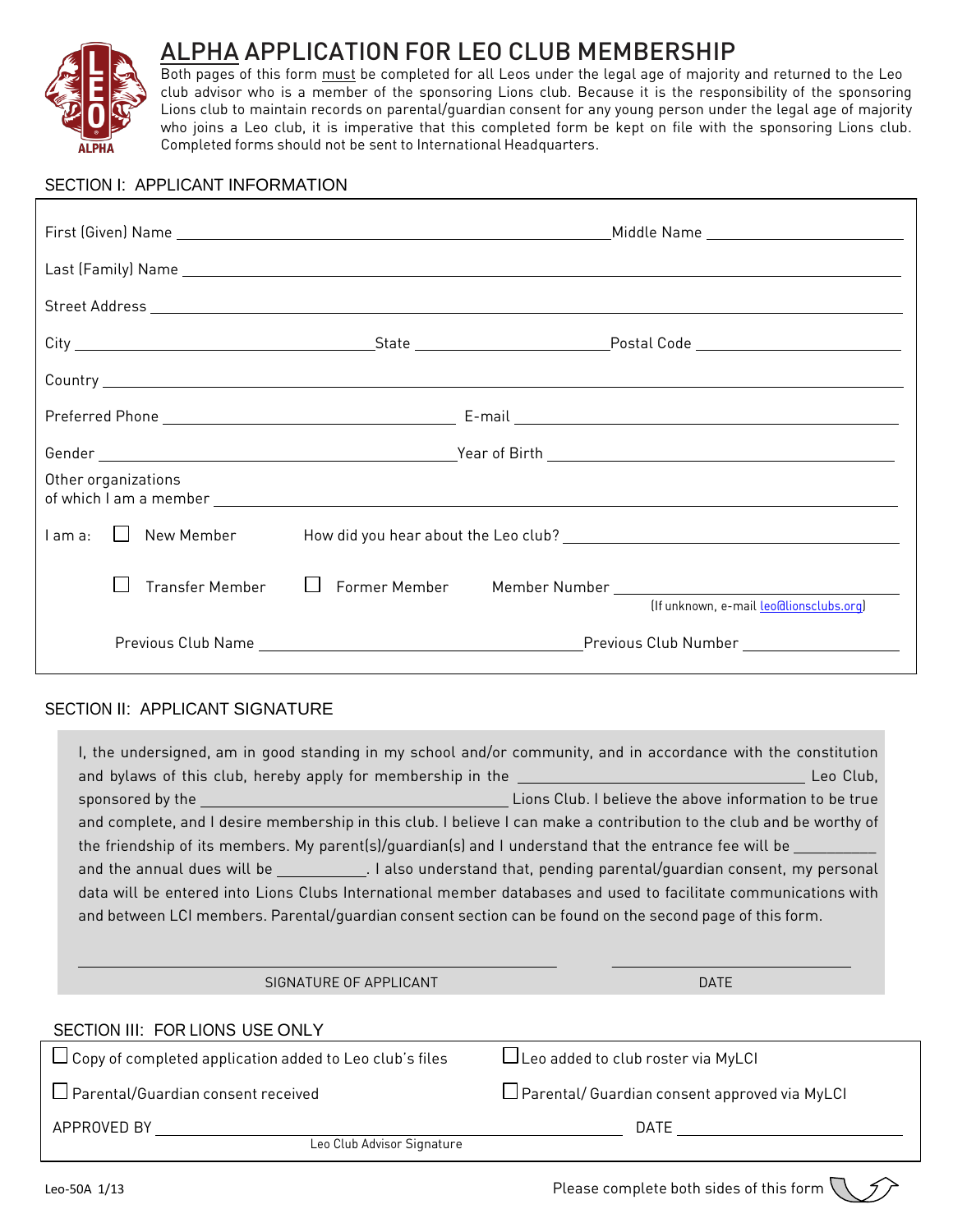# ALPHA APPLICATION FOR LEO CLUB MEMBERSHIP

Both pages of this form must be completed for all Leos under the legal age of majority and returned to the Leo club advisor who is a member of the sponsoring Lions club. Because it is the responsibility of the sponsoring Lions club to maintain records on parental/guardian consent for any young person under the legal age of majority who joins a Leo club, it is imperative that this completed form be kept on file with the sponsoring Lions club. Completed forms should not be sent to International Headquarters.

## SECTION I: APPLICANT INFORMATION

First (Given) Name ______________________ Middle Name ______________

Last (Family) Name ______________________

Street Address ______________________

City ______________ State ______________ Postal Code ______________

Country ______________________

Preferred Phone ______________ E-mail ______________

Gender ______________ Year of Birth ______________

Other organizations of which I am a member ______________________

I am a: ☐ New Member How did you hear about the Leo club? ______________

☐ Transfer Member ☐ Former Member Member Number ______________ (If unknown, e-mail leo@lionsclubs.org)

Previous Club Name ______________ Previous Club Number ______________

## SECTION II: APPLICANT SIGNATURE

I, the undersigned, am in good standing in my school and/or community, and in accordance with the constitution and bylaws of this club, hereby apply for membership in the ______________ Leo Club, sponsored by the ______________ Lions Club. I believe the above information to be true and complete, and I desire membership in this club. I believe I can make a contribution to the club and be worthy of the friendship of its members. My parent(s)/guardian(s) and I understand that the entrance fee will be __________ and the annual dues will be __________. I also understand that, pending parental/guardian consent, my personal data will be entered into Lions Clubs International member databases and used to facilitate communications with and between LCI members. Parental/guardian consent section can be found on the second page of this form.

______________________ SIGNATURE OF APPLICANT ______________ DATE

## SECTION III: FOR LIONS USE ONLY

☐ Copy of completed application added to Leo club's files ☐ Leo added to club roster via MyLCI

☐ Parental/Guardian consent received ☐ Parental/ Guardian consent approved via MyLCI

APPROVED BY ______________________ DATE ______________
Leo Club Advisor Signature

Leo-50A 1/13

Please complete both sides of this form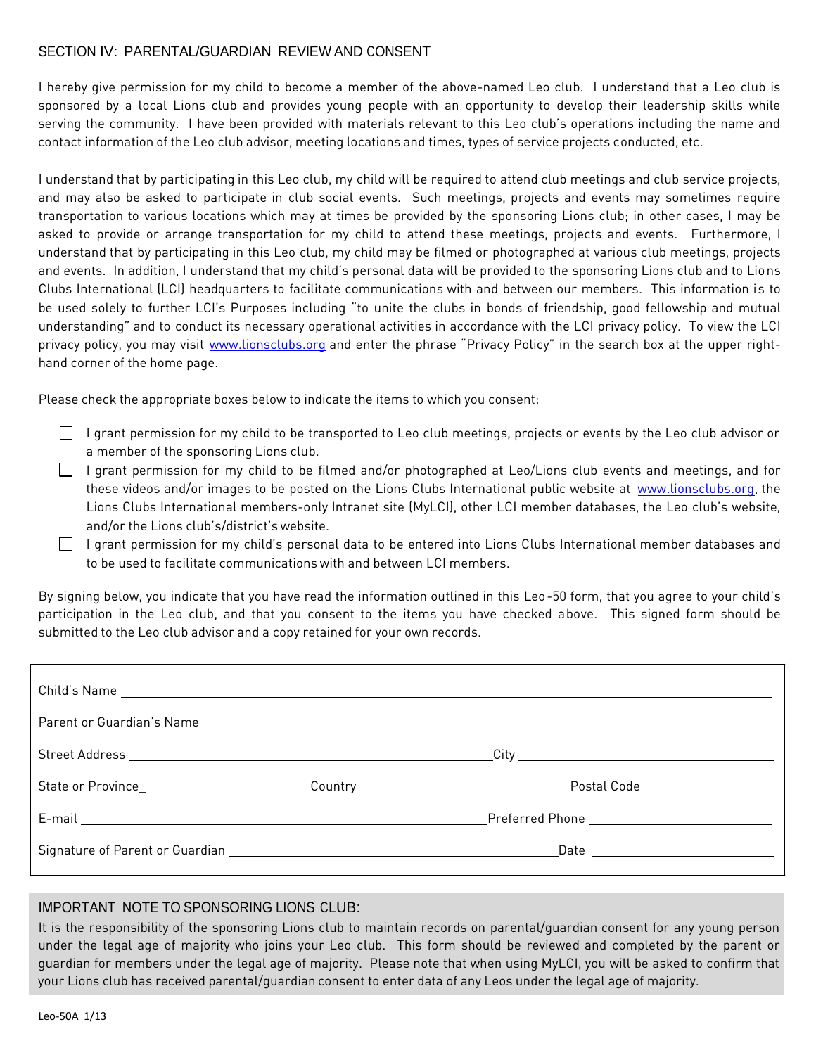## SECTION IV: PARENTAL/GUARDIAN REVIEW AND CONSENT

I hereby give permission for my child to become a member of the above-named Leo club. I understand that a Leo club is sponsored by a local Lions club and provides young people with an opportunity to develop their leadership skills while serving the community. I have been provided with materials relevant to this Leo club's operations including the name and contact information of the Leo club advisor, meeting locations and times, types of service projects conducted, etc.

I understand that by participating in this Leo club, my child will be required to attend club meetings and club service projects, and may also be asked to participate in club social events. Such meetings, projects and events may sometimes require transportation to various locations which may at times be provided by the sponsoring Lions club; in other cases, I may be asked to provide or arrange transportation for my child to attend these meetings, projects and events. Furthermore, I understand that by participating in this Leo club, my child may be filmed or photographed at various club meetings, projects and events. In addition, I understand that my child's personal data will be provided to the sponsoring Lions club and to Lions Clubs International (LCI) headquarters to facilitate communications with and between our members. This information is to be used solely to further LCI's Purposes including "to unite the clubs in bonds of friendship, good fellowship and mutual understanding" and to conduct its necessary operational activities in accordance with the LCI privacy policy. To view the LCI privacy policy, you may visit www.lionsclubs.org and enter the phrase "Privacy Policy" in the search box at the upper right-hand corner of the home page.

Please check the appropriate boxes below to indicate the items to which you consent:

- ☐ I grant permission for my child to be transported to Leo club meetings, projects or events by the Leo club advisor or a member of the sponsoring Lions club.
- ☐ I grant permission for my child to be filmed and/or photographed at Leo/Lions club events and meetings, and for these videos and/or images to be posted on the Lions Clubs International public website at www.lionsclubs.org, the Lions Clubs International members-only Intranet site (MyLCI), other LCI member databases, the Leo club's website, and/or the Lions club's/district's website.
- ☐ I grant permission for my child's personal data to be entered into Lions Clubs International member databases and to be used to facilitate communications with and between LCI members.

By signing below, you indicate that you have read the information outlined in this Leo-50 form, that you agree to your child's participation in the Leo club, and that you consent to the items you have checked above. This signed form should be submitted to the Leo club advisor and a copy retained for your own records.

Child's Name ______________________________

Parent or Guardian's Name ______________________________

Street Address ______________________________ City ______________________________

State or Province ______________________ Country ______________________ Postal Code ______________

E-mail ______________________________ Preferred Phone ______________________

Signature of Parent or Guardian ______________________________ Date ______________

### IMPORTANT NOTE TO SPONSORING LIONS CLUB:

It is the responsibility of the sponsoring Lions club to maintain records on parental/guardian consent for any young person under the legal age of majority who joins your Leo club. This form should be reviewed and completed by the parent or guardian for members under the legal age of majority. Please note that when using MyLCI, you will be asked to confirm that your Lions club has received parental/guardian consent to enter data of any Leos under the legal age of majority.

Leo-50A 1/13